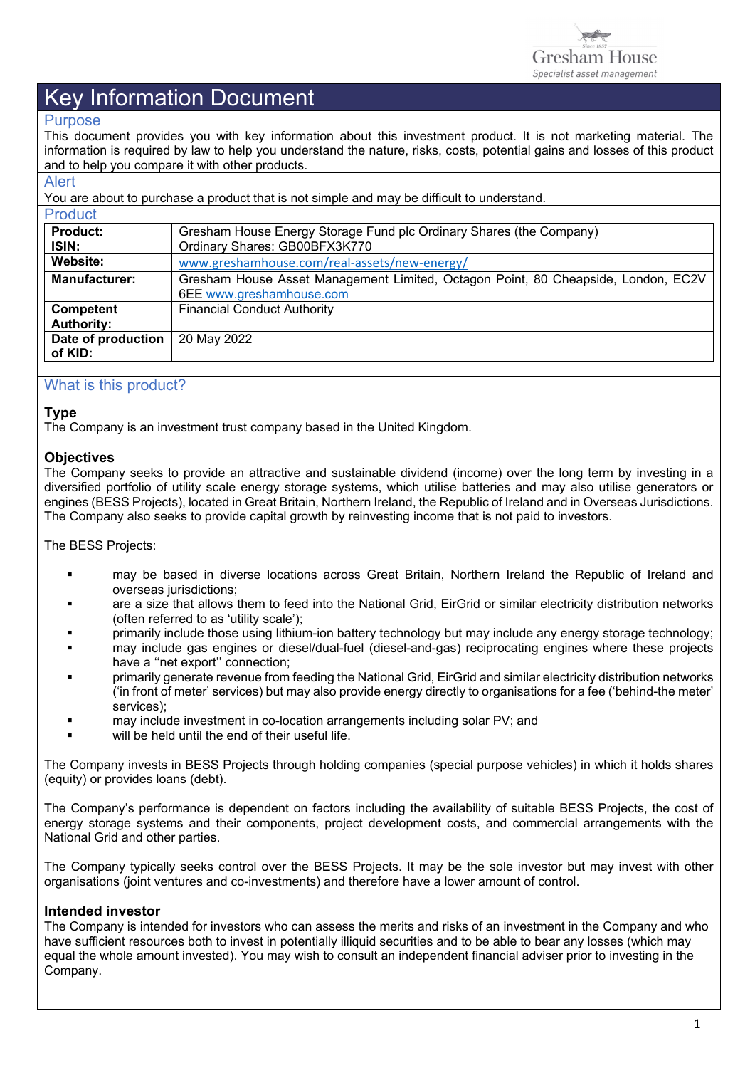# Key Information Document

## Purpose

This document provides you with key information about this investment product. It is not marketing material. The information is required by law to help you understand the nature, risks, costs, potential gains and losses of this product and to help you compare it with other products.

## Alert

You are about to purchase a product that is not simple and may be difficult to understand.

## Product

| **Product:** | Gresham House Energy Storage Fund plc Ordinary Shares (the Company) |
|---|---|
| **ISIN:** | Ordinary Shares: GB00BFX3K770 |
| **Website:** | www.greshamhouse.com/real-assets/new-energy/ |
| **Manufacturer:** | Gresham House Asset Management Limited, Octagon Point, 80 Cheapside, London, EC2V 6EE www.greshamhouse.com |
| **Competent Authority:** | Financial Conduct Authority |
| **Date of production of KID:** | 20 May 2022 |

## What is this product?

### Type

The Company is an investment trust company based in the United Kingdom.

### Objectives

The Company seeks to provide an attractive and sustainable dividend (income) over the long term by investing in a diversified portfolio of utility scale energy storage systems, which utilise batteries and may also utilise generators or engines (BESS Projects), located in Great Britain, Northern Ireland, the Republic of Ireland and in Overseas Jurisdictions. The Company also seeks to provide capital growth by reinvesting income that is not paid to investors.

The BESS Projects:

- may be based in diverse locations across Great Britain, Northern Ireland the Republic of Ireland and overseas jurisdictions;
- are a size that allows them to feed into the National Grid, EirGrid or similar electricity distribution networks (often referred to as 'utility scale');
- primarily include those using lithium-ion battery technology but may include any energy storage technology;
- may include gas engines or diesel/dual-fuel (diesel-and-gas) reciprocating engines where these projects have a ''net export'' connection;
- primarily generate revenue from feeding the National Grid, EirGrid and similar electricity distribution networks ('in front of meter' services) but may also provide energy directly to organisations for a fee ('behind-the meter' services);
- may include investment in co-location arrangements including solar PV; and
- will be held until the end of their useful life.

The Company invests in BESS Projects through holding companies (special purpose vehicles) in which it holds shares (equity) or provides loans (debt).

The Company's performance is dependent on factors including the availability of suitable BESS Projects, the cost of energy storage systems and their components, project development costs, and commercial arrangements with the National Grid and other parties.

The Company typically seeks control over the BESS Projects. It may be the sole investor but may invest with other organisations (joint ventures and co-investments) and therefore have a lower amount of control.

### Intended investor

The Company is intended for investors who can assess the merits and risks of an investment in the Company and who have sufficient resources both to invest in potentially illiquid securities and to be able to bear any losses (which may equal the whole amount invested). You may wish to consult an independent financial adviser prior to investing in the Company.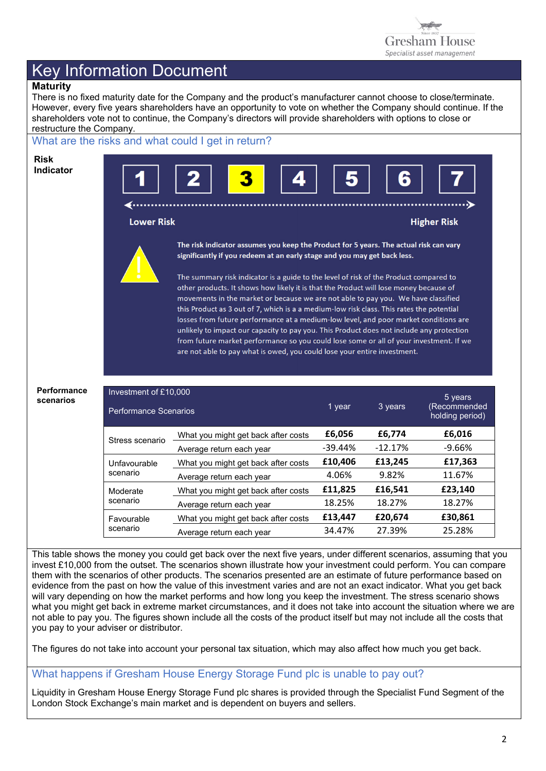# Key Information Document

**Maturity**

There is no fixed maturity date for the Company and the product's manufacturer cannot choose to close/terminate. However, every five years shareholders have an opportunity to vote on whether the Company should continue. If the shareholders vote not to continue, the Company's directors will provide shareholders with options to close or restructure the Company.

## What are the risks and what could I get in return?

**Risk Indicator**

1 | 2 | **3** | 4 | 5 | 6 | 7

Lower Risk ← → Higher Risk

**The risk indicator assumes you keep the Product for 5 years. The actual risk can vary significantly if you redeem at an early stage and you may get back less.**

The summary risk indicator is a guide to the level of risk of the Product compared to other products. It shows how likely it is that the Product will lose money because of movements in the market or because we are not able to pay you. We have classified this Product as 3 out of 7, which is a a medium-low risk class. This rates the potential losses from future performance at a medium-low level, and poor market conditions are unlikely to impact our capacity to pay you. This Product does not include any protection from future market performance so you could lose some or all of your investment. If we are not able to pay what is owed, you could lose your entire investment.

**Performance scenarios**

| Investment of £10,000<br>Performance Scenarios | | 1 year | 3 years | 5 years (Recommended holding period) |
|---|---|---|---|---|
| Stress scenario | What you might get back after costs | **£6,056** | **£6,774** | **£6,016** |
| | Average return each year | -39.44% | -12.17% | -9.66% |
| Unfavourable scenario | What you might get back after costs | **£10,406** | **£13,245** | **£17,363** |
| | Average return each year | 4.06% | 9.82% | 11.67% |
| Moderate scenario | What you might get back after costs | **£11,825** | **£16,541** | **£23,140** |
| | Average return each year | 18.25% | 18.27% | 18.27% |
| Favourable scenario | What you might get back after costs | **£13,447** | **£20,674** | **£30,861** |
| | Average return each year | 34.47% | 27.39% | 25.28% |

This table shows the money you could get back over the next five years, under different scenarios, assuming that you invest £10,000 from the outset. The scenarios shown illustrate how your investment could perform. You can compare them with the scenarios of other products. The scenarios presented are an estimate of future performance based on evidence from the past on how the value of this investment varies and are not an exact indicator. What you get back will vary depending on how the market performs and how long you keep the investment. The stress scenario shows what you might get back in extreme market circumstances, and it does not take into account the situation where we are not able to pay you. The figures shown include all the costs of the product itself but may not include all the costs that you pay to your adviser or distributor.

The figures do not take into account your personal tax situation, which may also affect how much you get back.

## What happens if Gresham House Energy Storage Fund plc is unable to pay out?

Liquidity in Gresham House Energy Storage Fund plc shares is provided through the Specialist Fund Segment of the London Stock Exchange's main market and is dependent on buyers and sellers.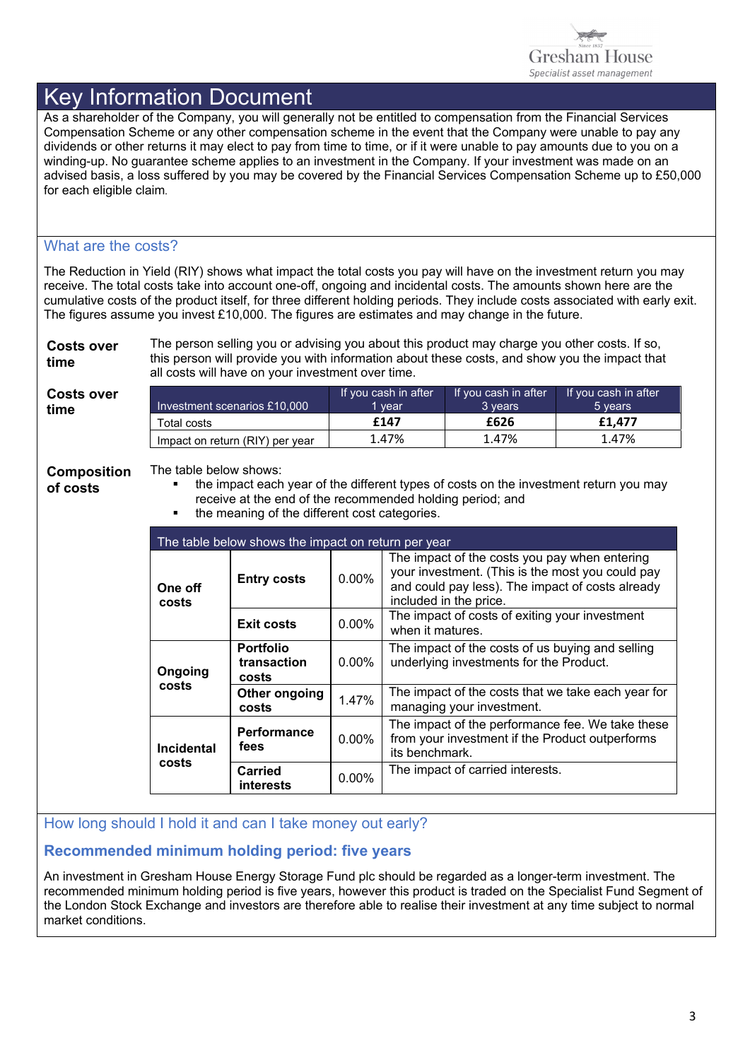# Key Information Document

As a shareholder of the Company, you will generally not be entitled to compensation from the Financial Services Compensation Scheme or any other compensation scheme in the event that the Company were unable to pay any dividends or other returns it may elect to pay from time to time, or if it were unable to pay amounts due to you on a winding-up. No guarantee scheme applies to an investment in the Company. If your investment was made on an advised basis, a loss suffered by you may be covered by the Financial Services Compensation Scheme up to £50,000 for each eligible claim.

## What are the costs?

The Reduction in Yield (RIY) shows what impact the total costs you pay will have on the investment return you may receive. The total costs take into account one-off, ongoing and incidental costs. The amounts shown here are the cumulative costs of the product itself, for three different holding periods. They include costs associated with early exit. The figures assume you invest £10,000. The figures are estimates and may change in the future.

**Costs over time**

The person selling you or advising you about this product may charge you other costs. If so, this person will provide you with information about these costs, and show you the impact that all costs will have on your investment over time.

**Costs over time**

| Investment scenarios £10,000 | If you cash in after 1 year | If you cash in after 3 years | If you cash in after 5 years |
|---|---|---|---|
| Total costs | **£147** | **£626** | **£1,477** |
| Impact on return (RIY) per year | 1.47% | 1.47% | 1.47% |

**Composition of costs**

The table below shows:

- the impact each year of the different types of costs on the investment return you may receive at the end of the recommended holding period; and
- the meaning of the different cost categories.

| The table below shows the impact on return per year | | | |
|---|---|---|---|
| **One off costs** | **Entry costs** | 0.00% | The impact of the costs you pay when entering your investment. (This is the most you could pay and could pay less). The impact of costs already included in the price. |
| | **Exit costs** | 0.00% | The impact of costs of exiting your investment when it matures. |
| **Ongoing costs** | **Portfolio transaction costs** | 0.00% | The impact of the costs of us buying and selling underlying investments for the Product. |
| | **Other ongoing costs** | 1.47% | The impact of the costs that we take each year for managing your investment. |
| **Incidental costs** | **Performance fees** | 0.00% | The impact of the performance fee. We take these from your investment if the Product outperforms its benchmark. |
| | **Carried interests** | 0.00% | The impact of carried interests. |

## How long should I hold it and can I take money out early?

### Recommended minimum holding period: five years

An investment in Gresham House Energy Storage Fund plc should be regarded as a longer-term investment. The recommended minimum holding period is five years, however this product is traded on the Specialist Fund Segment of the London Stock Exchange and investors are therefore able to realise their investment at any time subject to normal market conditions.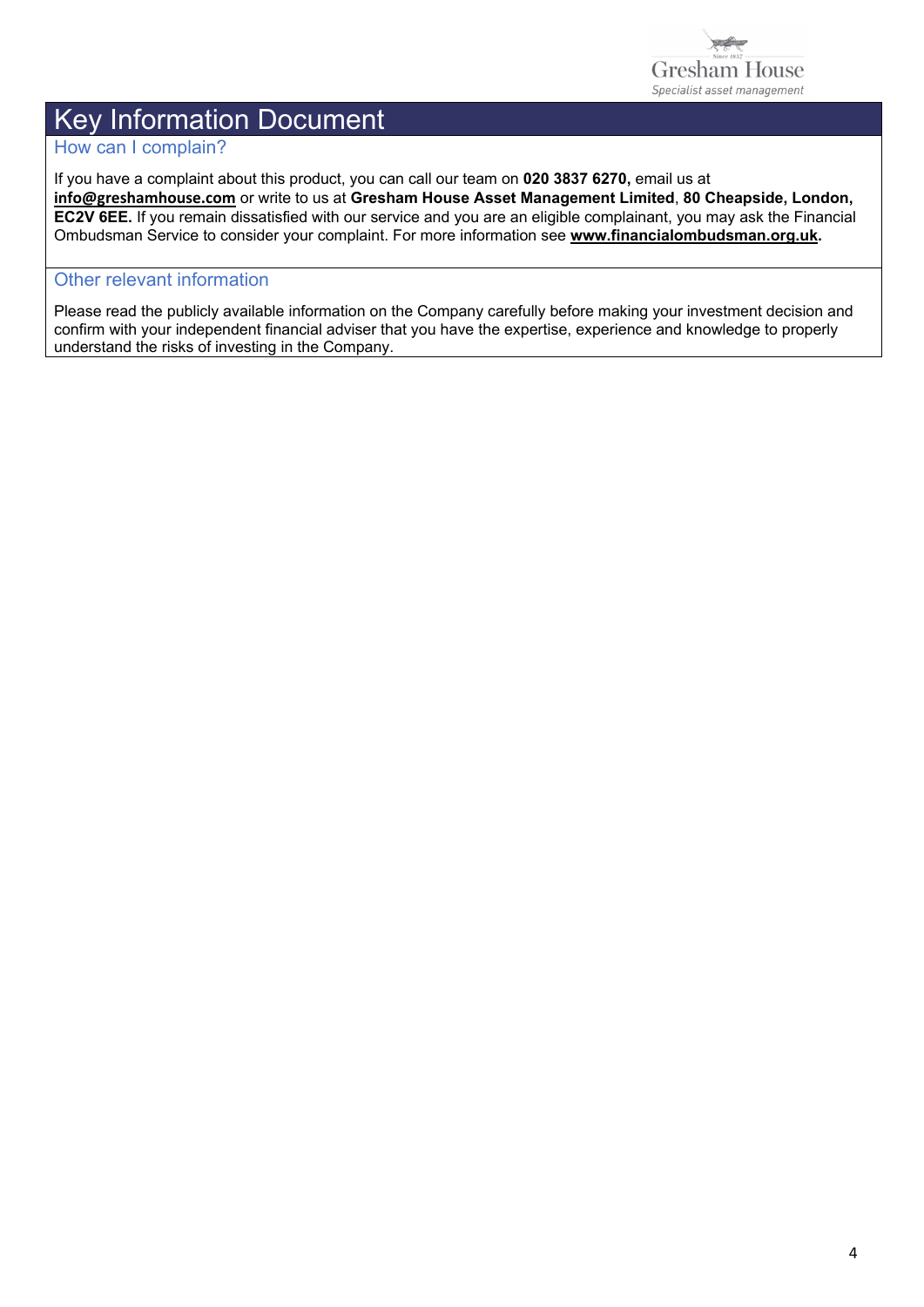# Key Information Document

## How can I complain?

If you have a complaint about this product, you can call our team on **020 3837 6270,** email us at **info@greshamhouse.com** or write to us at **Gresham House Asset Management Limited**, **80 Cheapside, London, EC2V 6EE.** If you remain dissatisfied with our service and you are an eligible complainant, you may ask the Financial Ombudsman Service to consider your complaint. For more information see **www.financialombudsman.org.uk.**

## Other relevant information

Please read the publicly available information on the Company carefully before making your investment decision and confirm with your independent financial adviser that you have the expertise, experience and knowledge to properly understand the risks of investing in the Company.